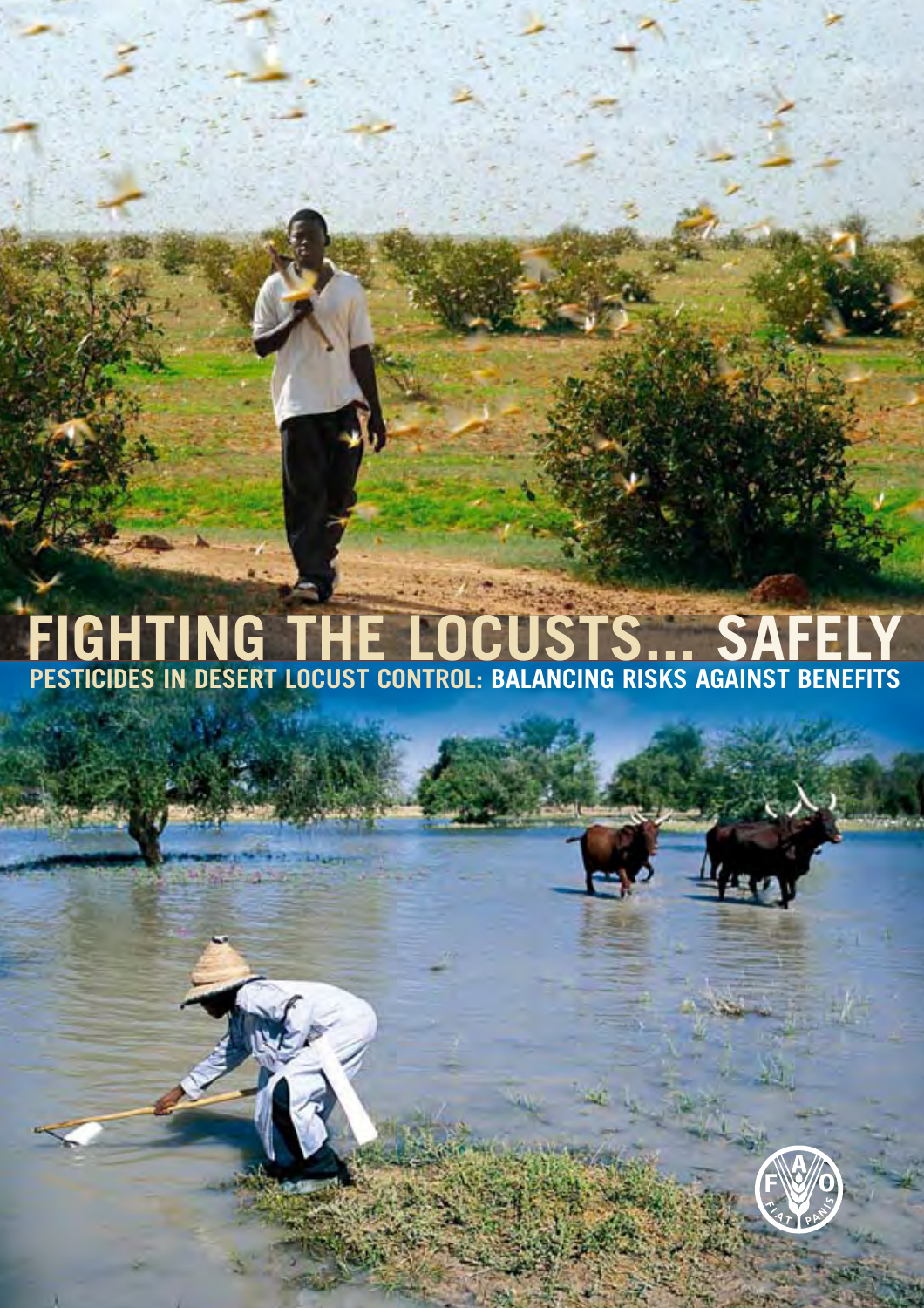# FIGHTING THE LOCUSTS... SAFELY

## PESTICIDES IN DESERT LOCUST CONTROL: BALANCING RISKS AGAINST BENEFITS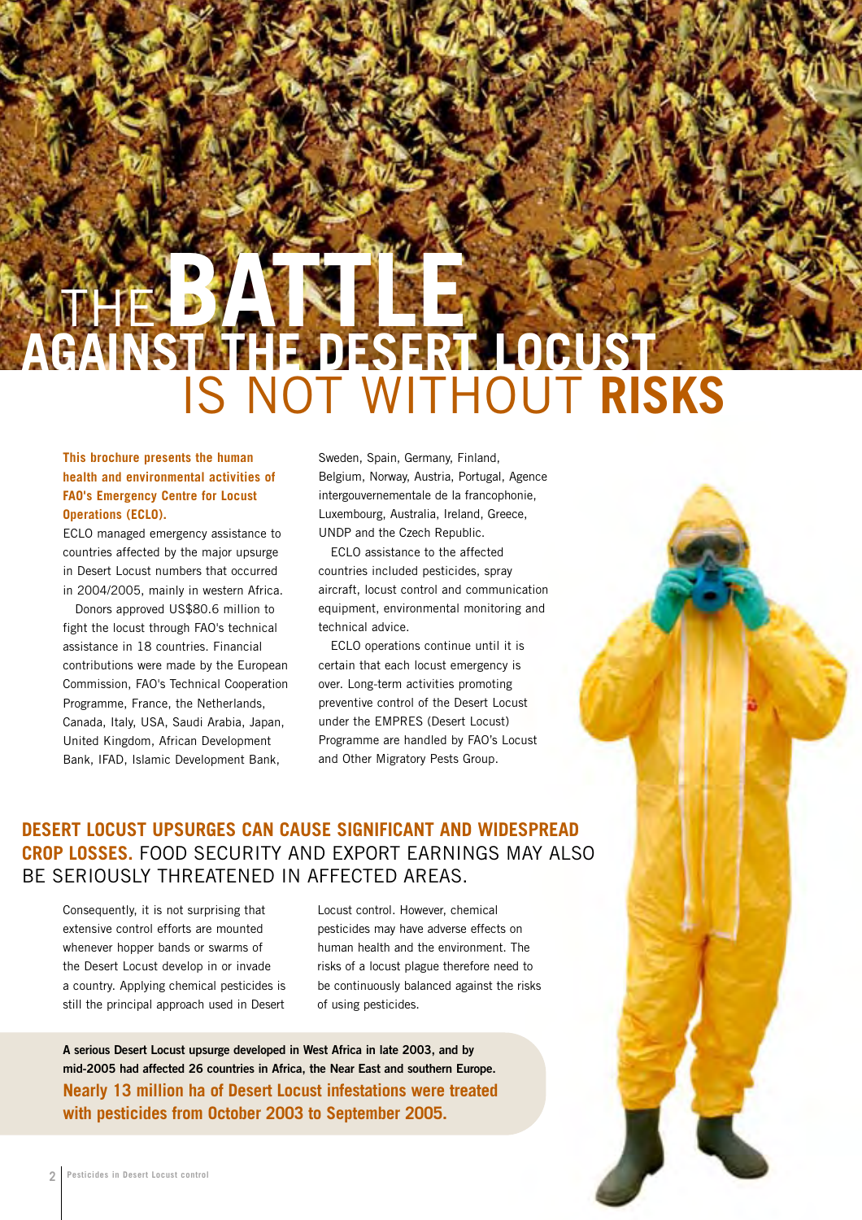# THE BATTLE AGAINST THE DESERT LOCUST IS NOT WITHOUT RISKS

**This brochure presents the human health and environmental activities of FAO's Emergency Centre for Locust Operations (ECLO).**

ECLO managed emergency assistance to countries affected by the major upsurge in Desert Locust numbers that occurred in 2004/2005, mainly in western Africa.

Donors approved US$80.6 million to fight the locust through FAO's technical assistance in 18 countries. Financial contributions were made by the European Commission, FAO's Technical Cooperation Programme, France, the Netherlands, Canada, Italy, USA, Saudi Arabia, Japan, United Kingdom, African Development Bank, IFAD, Islamic Development Bank, Sweden, Spain, Germany, Finland, Belgium, Norway, Austria, Portugal, Agence intergouvernementale de la francophonie, Luxembourg, Australia, Ireland, Greece, UNDP and the Czech Republic.

ECLO assistance to the affected countries included pesticides, spray aircraft, locust control and communication equipment, environmental monitoring and technical advice.

ECLO operations continue until it is certain that each locust emergency is over. Long-term activities promoting preventive control of the Desert Locust under the EMPRES (Desert Locust) Programme are handled by FAO's Locust and Other Migratory Pests Group.

## DESERT LOCUST UPSURGES CAN CAUSE SIGNIFICANT AND WIDESPREAD CROP LOSSES. FOOD SECURITY AND EXPORT EARNINGS MAY ALSO BE SERIOUSLY THREATENED IN AFFECTED AREAS.

Consequently, it is not surprising that extensive control efforts are mounted whenever hopper bands or swarms of the Desert Locust develop in or invade a country. Applying chemical pesticides is still the principal approach used in Desert Locust control. However, chemical pesticides may have adverse effects on human health and the environment. The risks of a locust plague therefore need to be continuously balanced against the risks of using pesticides.

**A serious Desert Locust upsurge developed in West Africa in late 2003, and by mid-2005 had affected 26 countries in Africa, the Near East and southern Europe.**

**Nearly 13 million ha of Desert Locust infestations were treated with pesticides from October 2003 to September 2005.**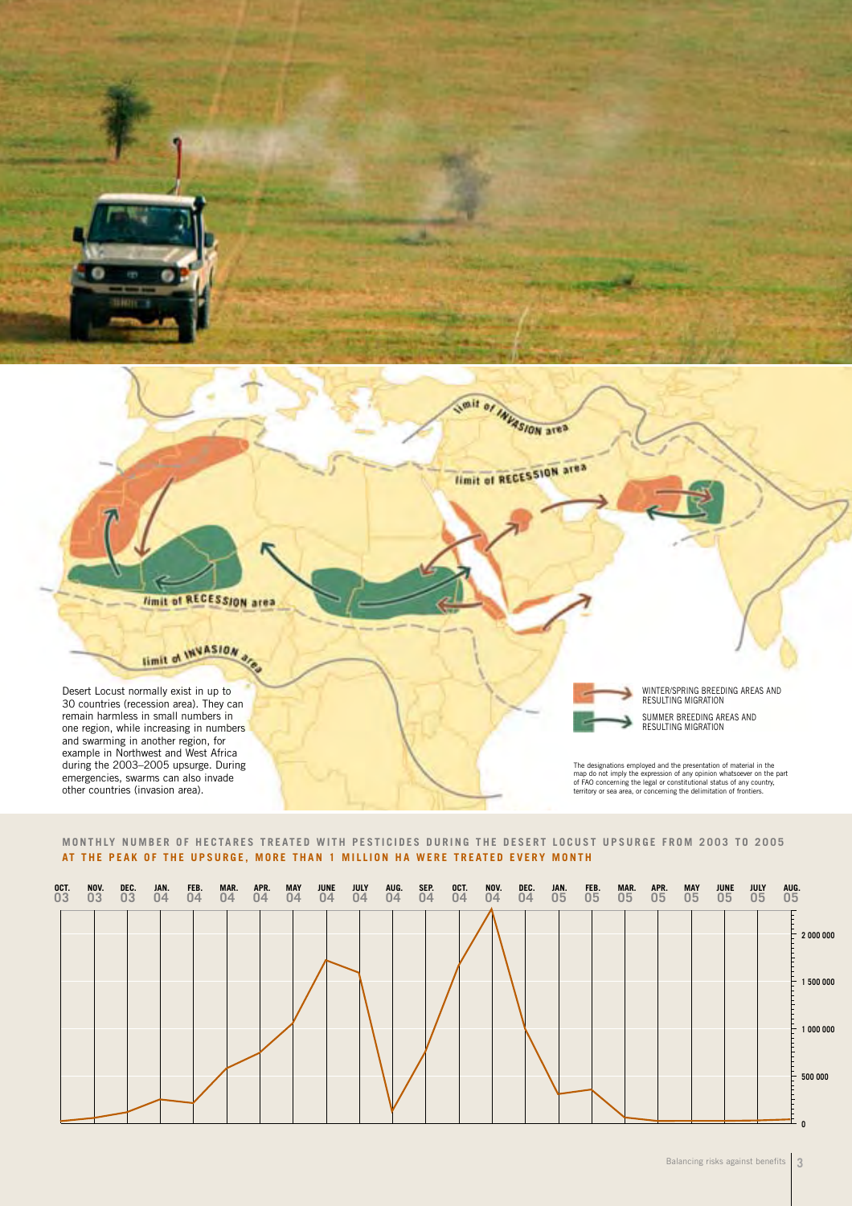Desert Locust normally exist in up to 30 countries (recession area). They can remain harmless in small numbers in one region, while increasing in numbers and swarming in another region, for example in Northwest and West Africa during the 2003–2005 upsurge. During emergencies, swarms can also invade other countries (invasion area).

WINTER/SPRING BREEDING AREAS AND RESULTING MIGRATION

SUMMER BREEDING AREAS AND RESULTING MIGRATION

The designations employed and the presentation of material in the map do not imply the expression of any opinion whatsoever on the part of FAO concerning the legal or constitutional status of any country, territory or sea area, or concerning the delimitation of frontiers.

**MONTHLY NUMBER OF HECTARES TREATED WITH PESTICIDES DURING THE DESERT LOCUST UPSURGE FROM 2003 TO 2005**

**AT THE PEAK OF THE UPSURGE, MORE THAN 1 MILLION HA WERE TREATED EVERY MONTH**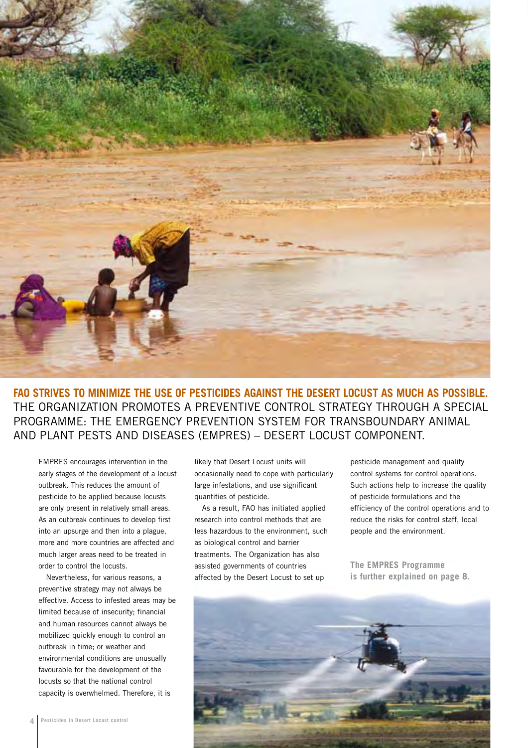**FAO STRIVES TO MINIMIZE THE USE OF PESTICIDES AGAINST THE DESERT LOCUST AS MUCH AS POSSIBLE.** THE ORGANIZATION PROMOTES A PREVENTIVE CONTROL STRATEGY THROUGH A SPECIAL PROGRAMME: THE EMERGENCY PREVENTION SYSTEM FOR TRANSBOUNDARY ANIMAL AND PLANT PESTS AND DISEASES (EMPRES) – DESERT LOCUST COMPONENT.

EMPRES encourages intervention in the early stages of the development of a locust outbreak. This reduces the amount of pesticide to be applied because locusts are only present in relatively small areas. As an outbreak continues to develop first into an upsurge and then into a plague, more and more countries are affected and much larger areas need to be treated in order to control the locusts.

Nevertheless, for various reasons, a preventive strategy may not always be effective. Access to infested areas may be limited because of insecurity; financial and human resources cannot always be mobilized quickly enough to control an outbreak in time; or weather and environmental conditions are unusually favourable for the development of the locusts so that the national control capacity is overwhelmed. Therefore, it is likely that Desert Locust units will occasionally need to cope with particularly large infestations, and use significant quantities of pesticide.

As a result, FAO has initiated applied research into control methods that are less hazardous to the environment, such as biological control and barrier treatments. The Organization has also assisted governments of countries affected by the Desert Locust to set up pesticide management and quality control systems for control operations. Such actions help to increase the quality of pesticide formulations and the efficiency of the control operations and to reduce the risks for control staff, local people and the environment.

**The EMPRES Programme is further explained on page 8.**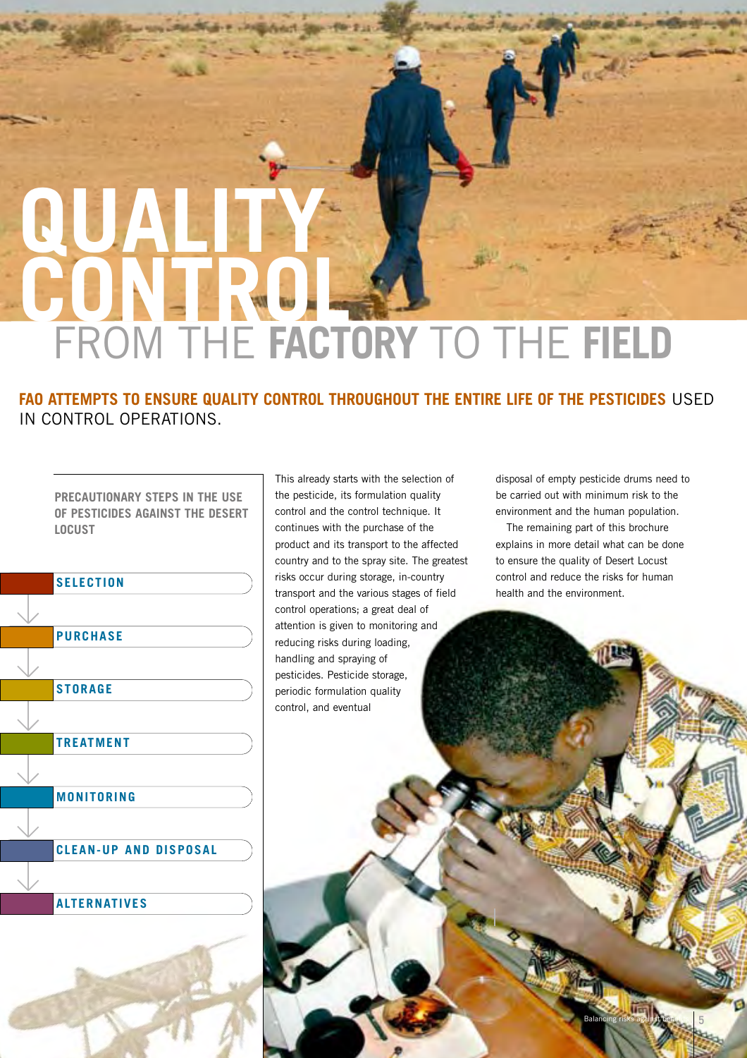# QUALITY CONTROL FROM THE FACTORY TO THE FIELD

**FAO ATTEMPTS TO ENSURE QUALITY CONTROL THROUGHOUT THE ENTIRE LIFE OF THE PESTICIDES** USED IN CONTROL OPERATIONS.

**PRECAUTIONARY STEPS IN THE USE OF PESTICIDES AGAINST THE DESERT LOCUST**

- SELECTION
- PURCHASE
- STORAGE
- TREATMENT
- MONITORING
- CLEAN-UP AND DISPOSAL
- ALTERNATIVES

This already starts with the selection of the pesticide, its formulation quality control and the control technique. It continues with the purchase of the product and its transport to the affected country and to the spray site. The greatest risks occur during storage, in-country transport and the various stages of field control operations; a great deal of attention is given to monitoring and reducing risks during loading, handling and spraying of pesticides. Pesticide storage, periodic formulation quality control, and eventual disposal of empty pesticide drums need to be carried out with minimum risk to the environment and the human population.

The remaining part of this brochure explains in more detail what can be done to ensure the quality of Desert Locust control and reduce the risks for human health and the environment.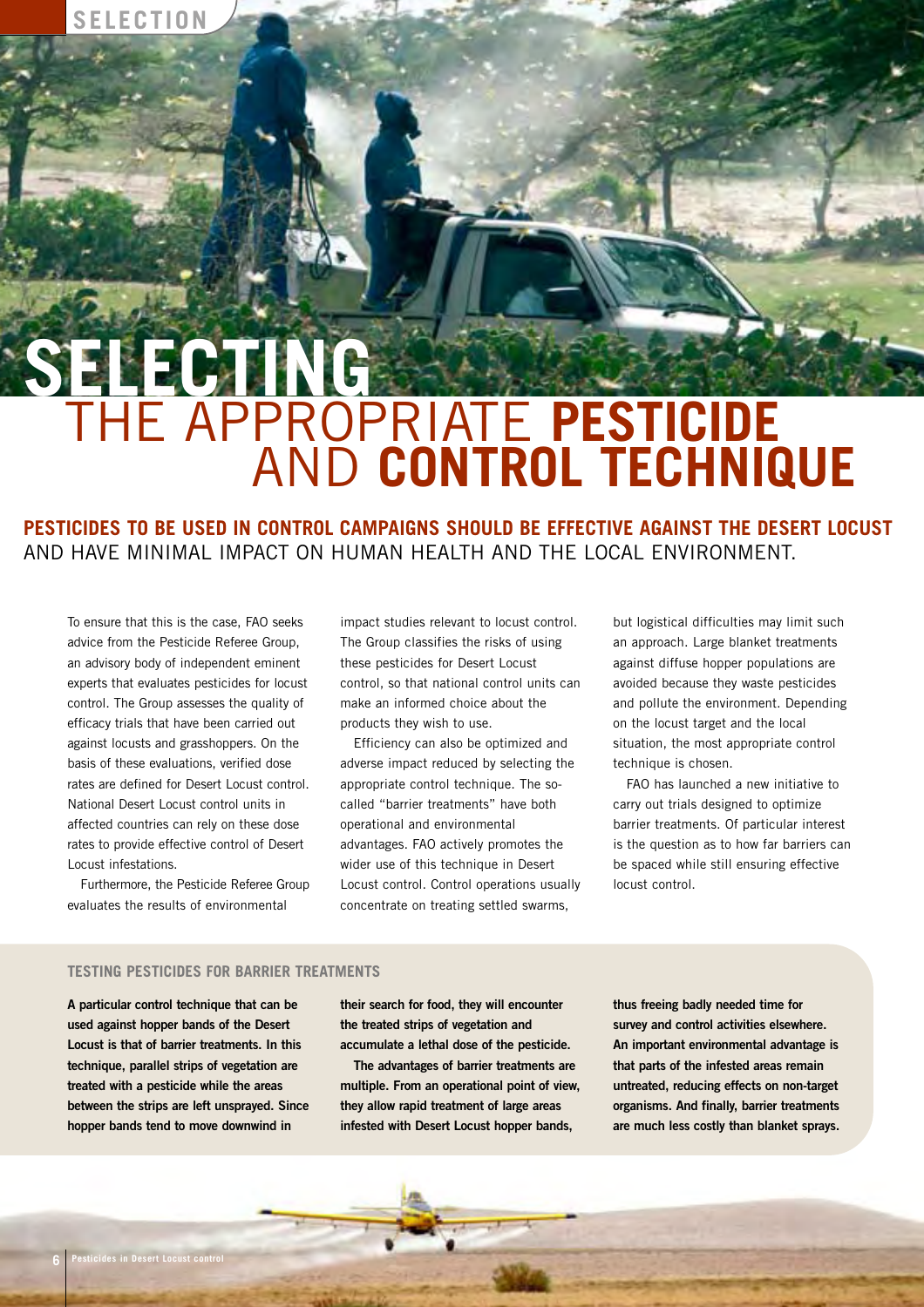# SELECTING THE APPROPRIATE PESTICIDE AND CONTROL TECHNIQUE

**PESTICIDES TO BE USED IN CONTROL CAMPAIGNS SHOULD BE EFFECTIVE AGAINST THE DESERT LOCUST** AND HAVE MINIMAL IMPACT ON HUMAN HEALTH AND THE LOCAL ENVIRONMENT.

To ensure that this is the case, FAO seeks advice from the Pesticide Referee Group, an advisory body of independent eminent experts that evaluates pesticides for locust control. The Group assesses the quality of efficacy trials that have been carried out against locusts and grasshoppers. On the basis of these evaluations, verified dose rates are defined for Desert Locust control. National Desert Locust control units in affected countries can rely on these dose rates to provide effective control of Desert Locust infestations.

Furthermore, the Pesticide Referee Group evaluates the results of environmental impact studies relevant to locust control. The Group classifies the risks of using these pesticides for Desert Locust control, so that national control units can make an informed choice about the products they wish to use.

Efficiency can also be optimized and adverse impact reduced by selecting the appropriate control technique. The so-called "barrier treatments" have both operational and environmental advantages. FAO actively promotes the wider use of this technique in Desert Locust control. Control operations usually concentrate on treating settled swarms, but logistical difficulties may limit such an approach. Large blanket treatments against diffuse hopper populations are avoided because they waste pesticides and pollute the environment. Depending on the locust target and the local situation, the most appropriate control technique is chosen.

FAO has launched a new initiative to carry out trials designed to optimize barrier treatments. Of particular interest is the question as to how far barriers can be spaced while still ensuring effective locust control.

## TESTING PESTICIDES FOR BARRIER TREATMENTS

**A particular control technique that can be used against hopper bands of the Desert Locust is that of barrier treatments. In this technique, parallel strips of vegetation are treated with a pesticide while the areas between the strips are left unsprayed. Since hopper bands tend to move downwind in their search for food, they will encounter the treated strips of vegetation and accumulate a lethal dose of the pesticide.**

**The advantages of barrier treatments are multiple. From an operational point of view, they allow rapid treatment of large areas infested with Desert Locust hopper bands, thus freeing badly needed time for survey and control activities elsewhere. An important environmental advantage is that parts of the infested areas remain untreated, reducing effects on non-target organisms. And finally, barrier treatments are much less costly than blanket sprays.**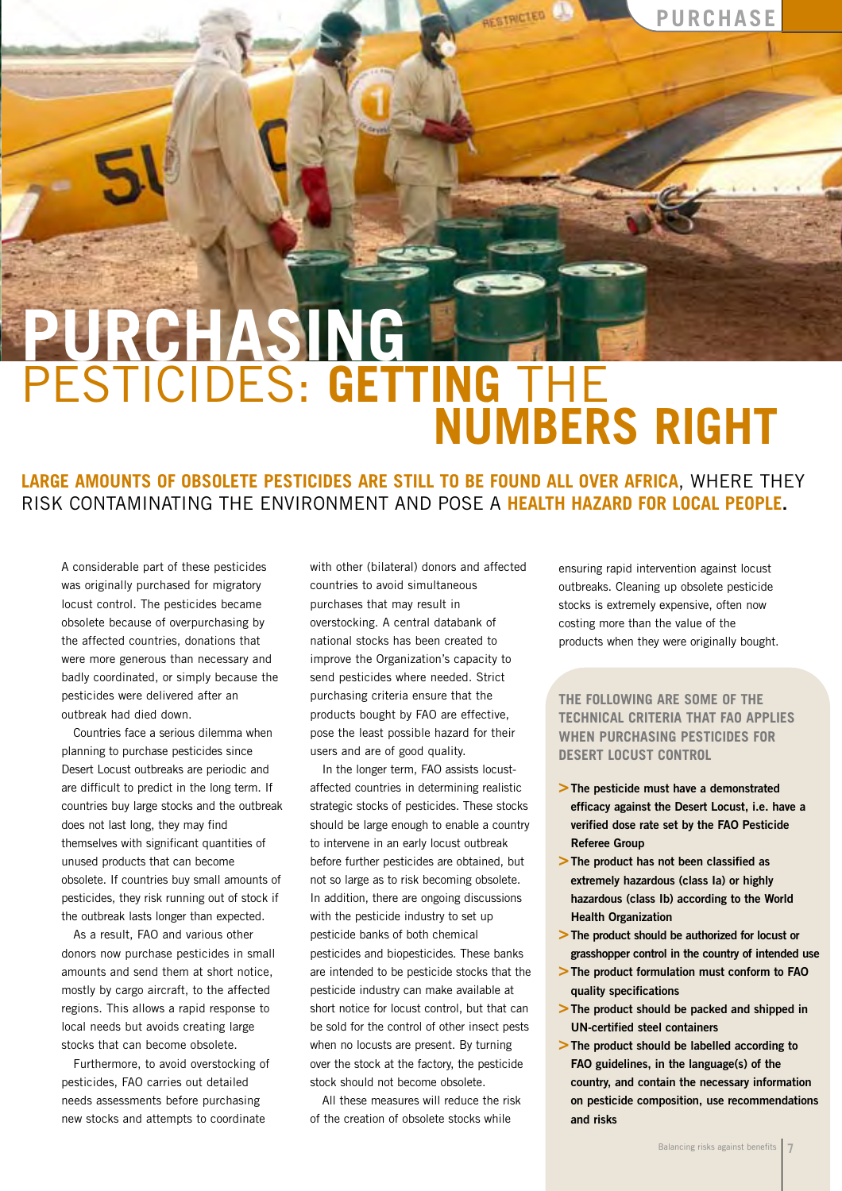# PURCHASING PESTICIDES: GETTING THE NUMBERS RIGHT

**LARGE AMOUNTS OF OBSOLETE PESTICIDES ARE STILL TO BE FOUND ALL OVER AFRICA**, WHERE THEY RISK CONTAMINATING THE ENVIRONMENT AND POSE A **HEALTH HAZARD FOR LOCAL PEOPLE**.

A considerable part of these pesticides was originally purchased for migratory locust control. The pesticides became obsolete because of overpurchasing by the affected countries, donations that were more generous than necessary and badly coordinated, or simply because the pesticides were delivered after an outbreak had died down.

Countries face a serious dilemma when planning to purchase pesticides since Desert Locust outbreaks are periodic and are difficult to predict in the long term. If countries buy large stocks and the outbreak does not last long, they may find themselves with significant quantities of unused products that can become obsolete. If countries buy small amounts of pesticides, they risk running out of stock if the outbreak lasts longer than expected.

As a result, FAO and various other donors now purchase pesticides in small amounts and send them at short notice, mostly by cargo aircraft, to the affected regions. This allows a rapid response to local needs but avoids creating large stocks that can become obsolete.

Furthermore, to avoid overstocking of pesticides, FAO carries out detailed needs assessments before purchasing new stocks and attempts to coordinate with other (bilateral) donors and affected countries to avoid simultaneous purchases that may result in overstocking. A central databank of national stocks has been created to improve the Organization's capacity to send pesticides where needed. Strict purchasing criteria ensure that the products bought by FAO are effective, pose the least possible hazard for their users and are of good quality.

In the longer term, FAO assists locust-affected countries in determining realistic strategic stocks of pesticides. These stocks should be large enough to enable a country to intervene in an early locust outbreak before further pesticides are obtained, but not so large as to risk becoming obsolete. In addition, there are ongoing discussions with the pesticide industry to set up pesticide banks of both chemical pesticides and biopesticides. These banks are intended to be pesticide stocks that the pesticide industry can make available at short notice for locust control, but that can be sold for the control of other insect pests when no locusts are present. By turning over the stock at the factory, the pesticide stock should not become obsolete.

All these measures will reduce the risk of the creation of obsolete stocks while ensuring rapid intervention against locust outbreaks. Cleaning up obsolete pesticide stocks is extremely expensive, often now costing more than the value of the products when they were originally bought.

### THE FOLLOWING ARE SOME OF THE TECHNICAL CRITERIA THAT FAO APPLIES WHEN PURCHASING PESTICIDES FOR DESERT LOCUST CONTROL

- **The pesticide must have a demonstrated efficacy against the Desert Locust, i.e. have a verified dose rate set by the FAO Pesticide Referee Group**
- **The product has not been classified as extremely hazardous (class Ia) or highly hazardous (class Ib) according to the World Health Organization**
- **The product should be authorized for locust or grasshopper control in the country of intended use**
- **The product formulation must conform to FAO quality specifications**
- **The product should be packed and shipped in UN-certified steel containers**
- **The product should be labelled according to FAO guidelines, in the language(s) of the country, and contain the necessary information on pesticide composition, use recommendations and risks**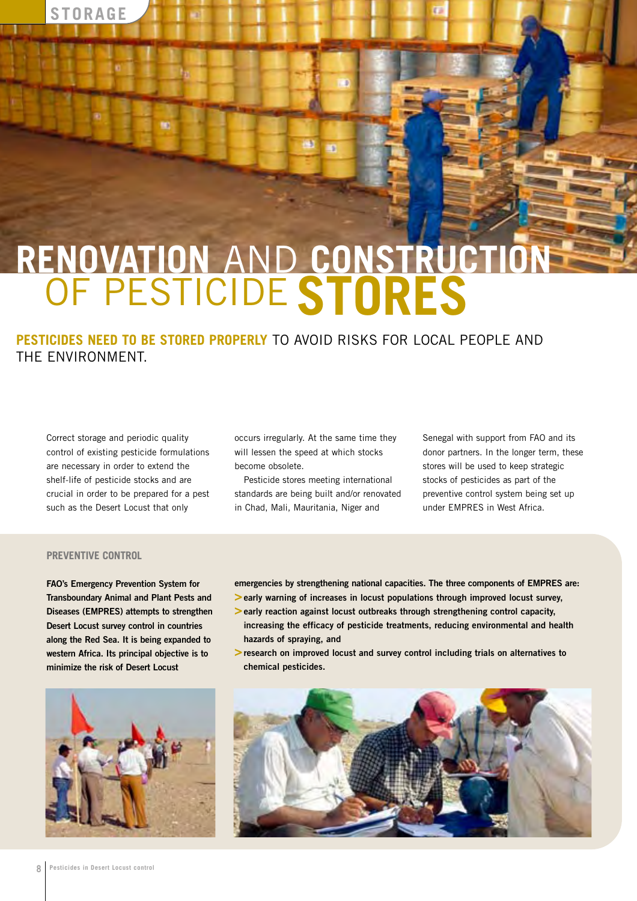# RENOVATION AND CONSTRUCTION OF PESTICIDE STORES

**PESTICIDES NEED TO BE STORED PROPERLY** TO AVOID RISKS FOR LOCAL PEOPLE AND THE ENVIRONMENT.

Correct storage and periodic quality control of existing pesticide formulations are necessary in order to extend the shelf-life of pesticide stocks and are crucial in order to be prepared for a pest such as the Desert Locust that only occurs irregularly. At the same time they will lessen the speed at which stocks become obsolete.

Pesticide stores meeting international standards are being built and/or renovated in Chad, Mali, Mauritania, Niger and Senegal with support from FAO and its donor partners. In the longer term, these stores will be used to keep strategic stocks of pesticides as part of the preventive control system being set up under EMPRES in West Africa.

## PREVENTIVE CONTROL

**FAO's Emergency Prevention System for Transboundary Animal and Plant Pests and Diseases (EMPRES) attempts to strengthen Desert Locust survey control in countries along the Red Sea. It is being expanded to western Africa. Its principal objective is to minimize the risk of Desert Locust emergencies by strengthening national capacities. The three components of EMPRES are:**

- **early warning of increases in locust populations through improved locust survey,**
- **early reaction against locust outbreaks through strengthening control capacity, increasing the efficacy of pesticide treatments, reducing environmental and health hazards of spraying, and**
- **research on improved locust and survey control including trials on alternatives to chemical pesticides.**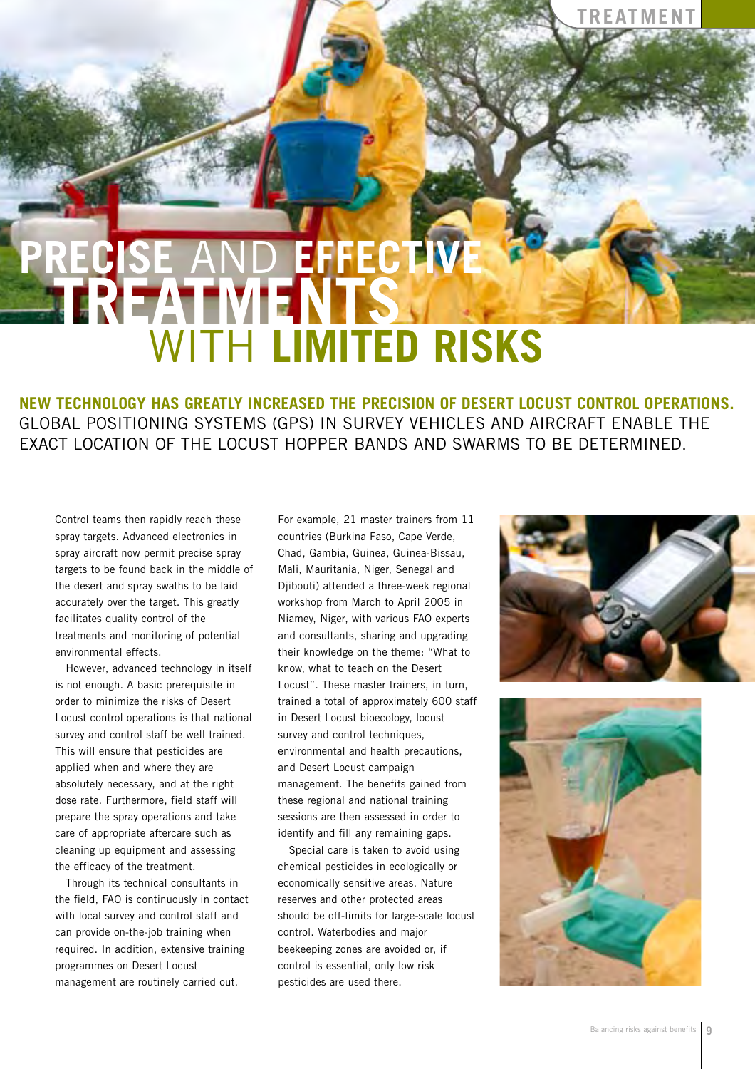# PRECISE AND EFFECTIVE TREATMENTS WITH LIMITED RISKS

**NEW TECHNOLOGY HAS GREATLY INCREASED THE PRECISION OF DESERT LOCUST CONTROL OPERATIONS.** GLOBAL POSITIONING SYSTEMS (GPS) IN SURVEY VEHICLES AND AIRCRAFT ENABLE THE EXACT LOCATION OF THE LOCUST HOPPER BANDS AND SWARMS TO BE DETERMINED.

Control teams then rapidly reach these spray targets. Advanced electronics in spray aircraft now permit precise spray targets to be found back in the middle of the desert and spray swaths to be laid accurately over the target. This greatly facilitates quality control of the treatments and monitoring of potential environmental effects.

However, advanced technology in itself is not enough. A basic prerequisite in order to minimize the risks of Desert Locust control operations is that national survey and control staff be well trained. This will ensure that pesticides are applied when and where they are absolutely necessary, and at the right dose rate. Furthermore, field staff will prepare the spray operations and take care of appropriate aftercare such as cleaning up equipment and assessing the efficacy of the treatment.

Through its technical consultants in the field, FAO is continuously in contact with local survey and control staff and can provide on-the-job training when required. In addition, extensive training programmes on Desert Locust management are routinely carried out.

For example, 21 master trainers from 11 countries (Burkina Faso, Cape Verde, Chad, Gambia, Guinea, Guinea-Bissau, Mali, Mauritania, Niger, Senegal and Djibouti) attended a three-week regional workshop from March to April 2005 in Niamey, Niger, with various FAO experts and consultants, sharing and upgrading their knowledge on the theme: "What to know, what to teach on the Desert Locust". These master trainers, in turn, trained a total of approximately 600 staff in Desert Locust bioecology, locust survey and control techniques, environmental and health precautions, and Desert Locust campaign management. The benefits gained from these regional and national training sessions are then assessed in order to identify and fill any remaining gaps.

Special care is taken to avoid using chemical pesticides in ecologically or economically sensitive areas. Nature reserves and other protected areas should be off-limits for large-scale locust control. Waterbodies and major beekeeping zones are avoided or, if control is essential, only low risk pesticides are used there.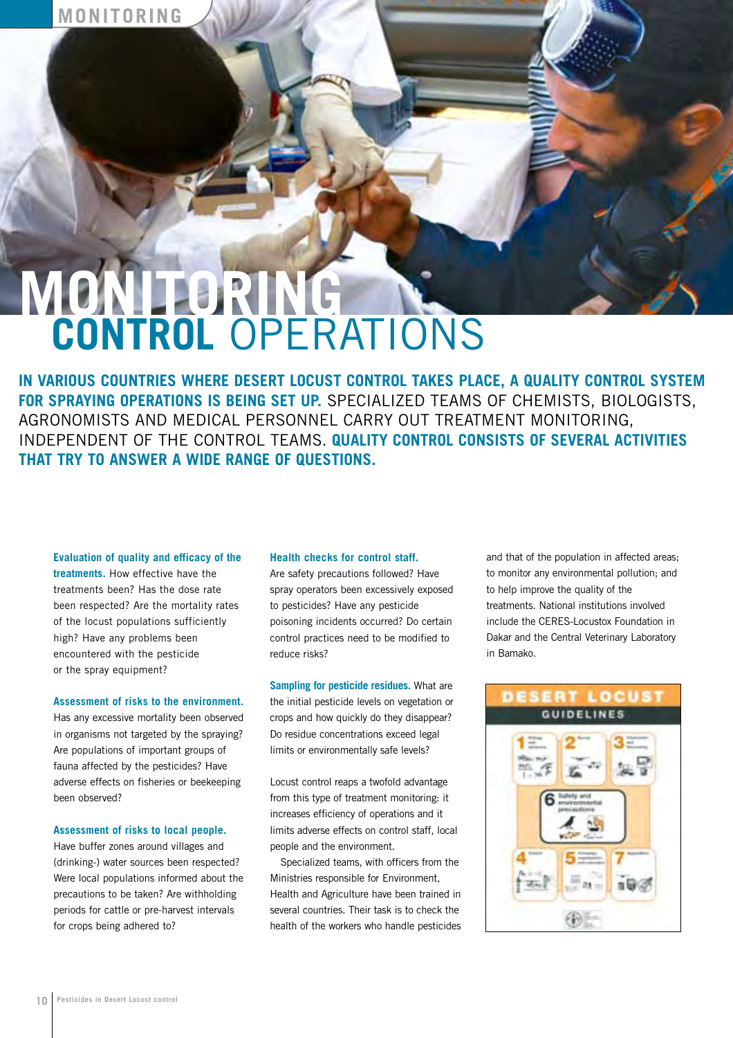# MONITORING CONTROL OPERATIONS

**IN VARIOUS COUNTRIES WHERE DESERT LOCUST CONTROL TAKES PLACE, A QUALITY CONTROL SYSTEM FOR SPRAYING OPERATIONS IS BEING SET UP.** SPECIALIZED TEAMS OF CHEMISTS, BIOLOGISTS, AGRONOMISTS AND MEDICAL PERSONNEL CARRY OUT TREATMENT MONITORING, INDEPENDENT OF THE CONTROL TEAMS. **QUALITY CONTROL CONSISTS OF SEVERAL ACTIVITIES THAT TRY TO ANSWER A WIDE RANGE OF QUESTIONS.**

**Evaluation of quality and efficacy of the treatments.** How effective have the treatments been? Has the dose rate been respected? Are the mortality rates of the locust populations sufficiently high? Have any problems been encountered with the pesticide or the spray equipment?

**Assessment of risks to the environment.** Has any excessive mortality been observed in organisms not targeted by the spraying? Are populations of important groups of fauna affected by the pesticides? Have adverse effects on fisheries or beekeeping been observed?

**Assessment of risks to local people.** Have buffer zones around villages and (drinking-) water sources been respected? Were local populations informed about the precautions to be taken? Are withholding periods for cattle or pre-harvest intervals for crops being adhered to?

**Health checks for control staff.** Are safety precautions followed? Have spray operators been excessively exposed to pesticides? Have any pesticide poisoning incidents occurred? Do certain control practices need to be modified to reduce risks?

**Sampling for pesticide residues.** What are the initial pesticide levels on vegetation or crops and how quickly do they disappear? Do residue concentrations exceed legal limits or environmentally safe levels?

Locust control reaps a twofold advantage from this type of treatment monitoring: it increases efficiency of operations and it limits adverse effects on control staff, local people and the environment.

Specialized teams, with officers from the Ministries responsible for Environment, Health and Agriculture have been trained in several countries. Their task is to check the health of the workers who handle pesticides and that of the population in affected areas; to monitor any environmental pollution; and to help improve the quality of the treatments. National institutions involved include the CERES-Locustox Foundation in Dakar and the Central Veterinary Laboratory in Bamako.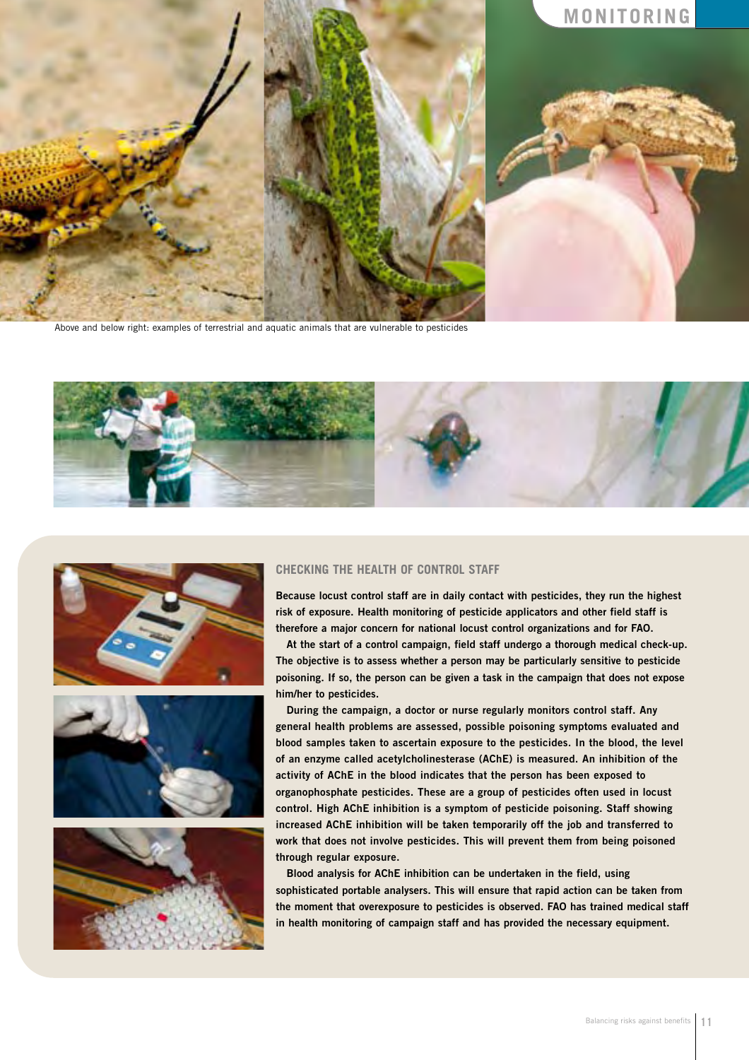Above and below right: examples of terrestrial and aquatic animals that are vulnerable to pesticides

## CHECKING THE HEALTH OF CONTROL STAFF

**Because locust control staff are in daily contact with pesticides, they run the highest risk of exposure. Health monitoring of pesticide applicators and other field staff is therefore a major concern for national locust control organizations and for FAO.**

At the start of a control campaign, field staff undergo a thorough medical check-up. The objective is to assess whether a person may be particularly sensitive to pesticide poisoning. If so, the person can be given a task in the campaign that does not expose him/her to pesticides.

During the campaign, a doctor or nurse regularly monitors control staff. Any general health problems are assessed, possible poisoning symptoms evaluated and blood samples taken to ascertain exposure to the pesticides. In the blood, the level of an enzyme called acetylcholinesterase (AChE) is measured. An inhibition of the activity of AChE in the blood indicates that the person has been exposed to organophosphate pesticides. These are a group of pesticides often used in locust control. High AChE inhibition is a symptom of pesticide poisoning. Staff showing increased AChE inhibition will be taken temporarily off the job and transferred to work that does not involve pesticides. This will prevent them from being poisoned through regular exposure.

Blood analysis for AChE inhibition can be undertaken in the field, using sophisticated portable analysers. This will ensure that rapid action can be taken from the moment that overexposure to pesticides is observed. FAO has trained medical staff in health monitoring of campaign staff and has provided the necessary equipment.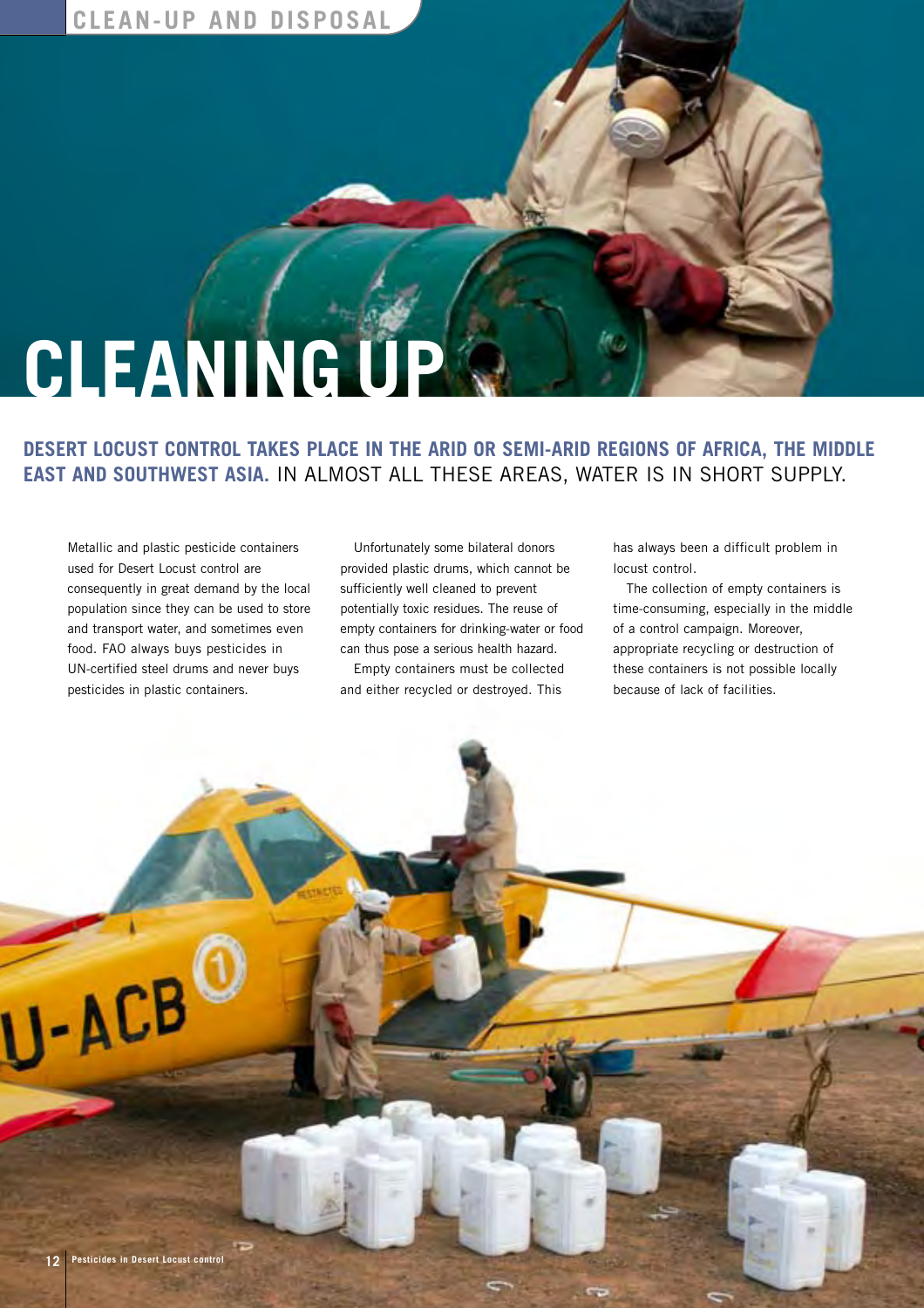# CLEANING UP

**DESERT LOCUST CONTROL TAKES PLACE IN THE ARID OR SEMI-ARID REGIONS OF AFRICA, THE MIDDLE EAST AND SOUTHWEST ASIA.** IN ALMOST ALL THESE AREAS, WATER IS IN SHORT SUPPLY.

Metallic and plastic pesticide containers used for Desert Locust control are consequently in great demand by the local population since they can be used to store and transport water, and sometimes even food. FAO always buys pesticides in UN-certified steel drums and never buys pesticides in plastic containers.

Unfortunately some bilateral donors provided plastic drums, which cannot be sufficiently well cleaned to prevent potentially toxic residues. The reuse of empty containers for drinking-water or food can thus pose a serious health hazard.

Empty containers must be collected and either recycled or destroyed. This has always been a difficult problem in locust control.

The collection of empty containers is time-consuming, especially in the middle of a control campaign. Moreover, appropriate recycling or destruction of these containers is not possible locally because of lack of facilities.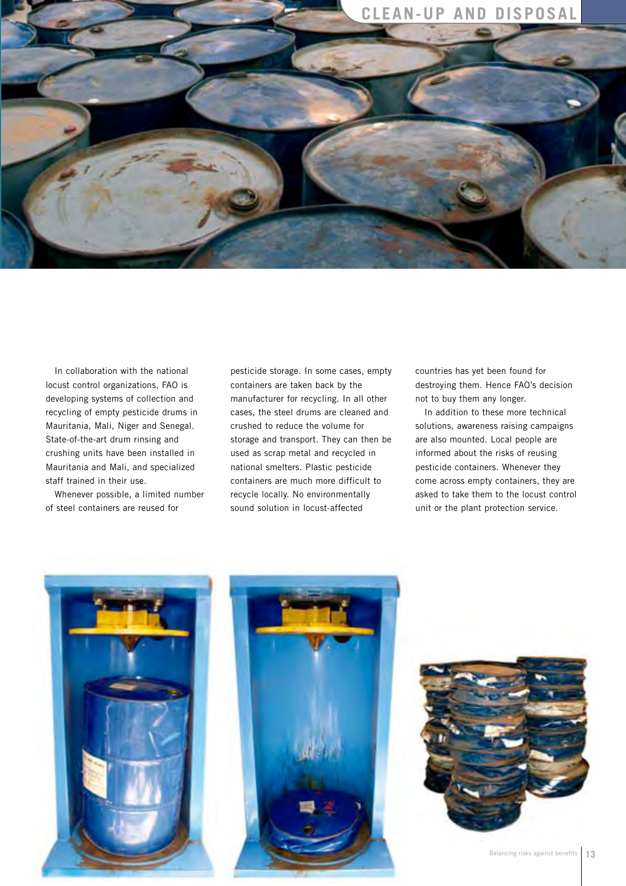## CLEAN-UP AND DISPOSAL

In collaboration with the national locust control organizations, FAO is developing systems of collection and recycling of empty pesticide drums in Mauritania, Mali, Niger and Senegal. State-of-the-art drum rinsing and crushing units have been installed in Mauritania and Mali, and specialized staff trained in their use.

Whenever possible, a limited number of steel containers are reused for pesticide storage. In some cases, empty containers are taken back by the manufacturer for recycling. In all other cases, the steel drums are cleaned and crushed to reduce the volume for storage and transport. They can then be used as scrap metal and recycled in national smelters. Plastic pesticide containers are much more difficult to recycle locally. No environmentally sound solution in locust-affected countries has yet been found for destroying them. Hence FAO's decision not to buy them any longer.

In addition to these more technical solutions, awareness raising campaigns are also mounted. Local people are informed about the risks of reusing pesticide containers. Whenever they come across empty containers, they are asked to take them to the locust control unit or the plant protection service.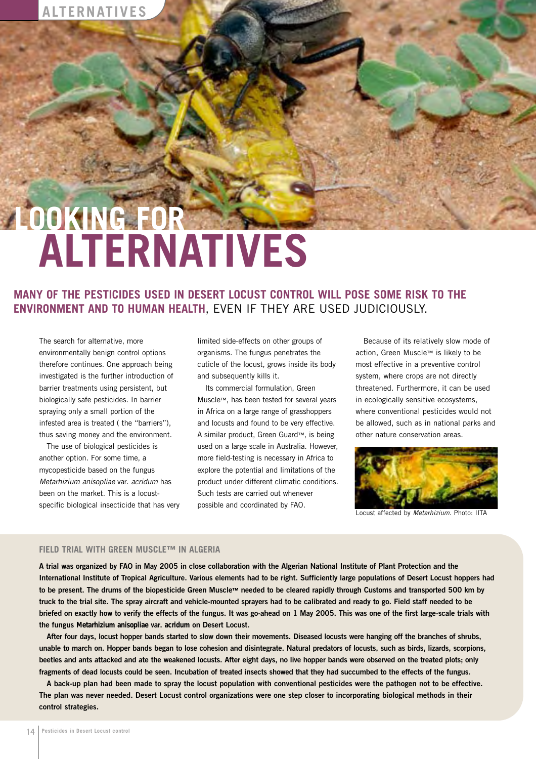# LOOKING FOR ALTERNATIVES

## MANY OF THE PESTICIDES USED IN DESERT LOCUST CONTROL WILL POSE SOME RISK TO THE ENVIRONMENT AND TO HUMAN HEALTH, EVEN IF THEY ARE USED JUDICIOUSLY.

The search for alternative, more environmentally benign control options therefore continues. One approach being investigated is the further introduction of barrier treatments using persistent, but biologically safe pesticides. In barrier spraying only a small portion of the infested area is treated ( the "barriers"), thus saving money and the environment.

The use of biological pesticides is another option. For some time, a mycopesticide based on the fungus *Metarhizium anisopliae* var. *acridum* has been on the market. This is a locust-specific biological insecticide that has very limited side-effects on other groups of organisms. The fungus penetrates the cuticle of the locust, grows inside its body and subsequently kills it.

Its commercial formulation, Green Muscle™, has been tested for several years in Africa on a large range of grasshoppers and locusts and found to be very effective. A similar product, Green Guard™, is being used on a large scale in Australia. However, more field-testing is necessary in Africa to explore the potential and limitations of the product under different climatic conditions. Such tests are carried out whenever possible and coordinated by FAO.

Because of its relatively slow mode of action, Green Muscle™ is likely to be most effective in a preventive control system, where crops are not directly threatened. Furthermore, it can be used in ecologically sensitive ecosystems, where conventional pesticides would not be allowed, such as in national parks and other nature conservation areas.

Locust affected by *Metarhizium*. Photo: IITA

### FIELD TRIAL WITH GREEN MUSCLE™ IN ALGERIA

**A trial was organized by FAO in May 2005 in close collaboration with the Algerian National Institute of Plant Protection and the International Institute of Tropical Agriculture. Various elements had to be right. Sufficiently large populations of Desert Locust hoppers had to be present. The drums of the biopesticide Green Muscle™ needed to be cleared rapidly through Customs and transported 500 km by truck to the trial site. The spray aircraft and vehicle-mounted sprayers had to be calibrated and ready to go. Field staff needed to be briefed on exactly how to verify the effects of the fungus. It was go-ahead on 1 May 2005. This was one of the first large-scale trials with the fungus Metarhizium anisopliae var. acridum on Desert Locust.**

**After four days, locust hopper bands started to slow down their movements. Diseased locusts were hanging off the branches of shrubs, unable to march on. Hopper bands began to lose cohesion and disintegrate. Natural predators of locusts, such as birds, lizards, scorpions, beetles and ants attacked and ate the weakened locusts. After eight days, no live hopper bands were observed on the treated plots; only fragments of dead locusts could be seen. Incubation of treated insects showed that they had succumbed to the effects of the fungus.**

**A back-up plan had been made to spray the locust population with conventional pesticides were the pathogen not to be effective. The plan was never needed. Desert Locust control organizations were one step closer to incorporating biological methods in their control strategies.**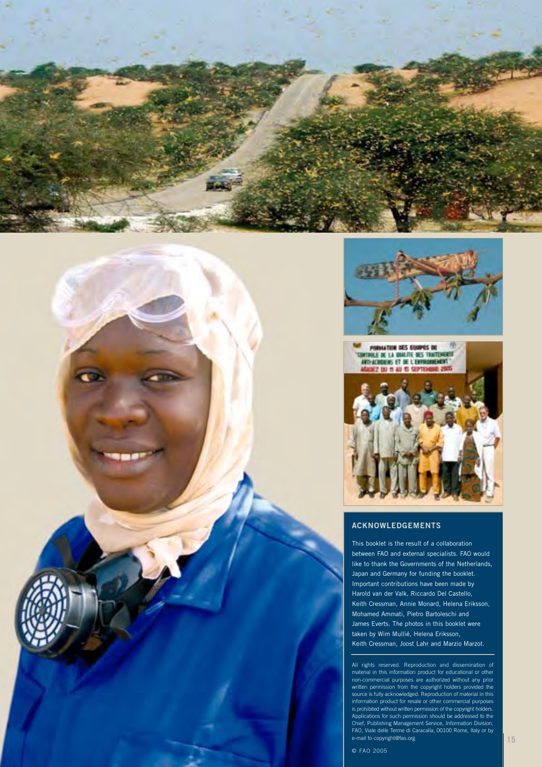## ACKNOWLEDGEMENTS

This booklet is the result of a collaboration between FAO and external specialists. FAO would like to thank the Governments of the Netherlands, Japan and Germany for funding the booklet. Important contributions have been made by Harold van der Valk, Riccardo Del Castello, Keith Cressman, Annie Monard, Helena Eriksson, Mohamed Ammati, Pietro Bartoleschi and James Everts. The photos in this booklet were taken by Wim Mullié, Helena Eriksson, Keith Cressman, Joost Lahr and Marzio Marzot.

All rights reserved. Reproduction and dissemination of material in this information product for educational or other non-commercial purposes are authorized without any prior written permission from the copyright holders provided the source is fully acknowledged. Reproduction of material in this information product for resale or other commercial purposes is prohibited without written permission of the copyright holders. Applications for such permission should be addressed to the Chief, Publishing Management Service, Information Division, FAO, Viale delle Terme di Caracalla, 00100 Rome, Italy or by e-mail to copyright@fao.org

© FAO 2005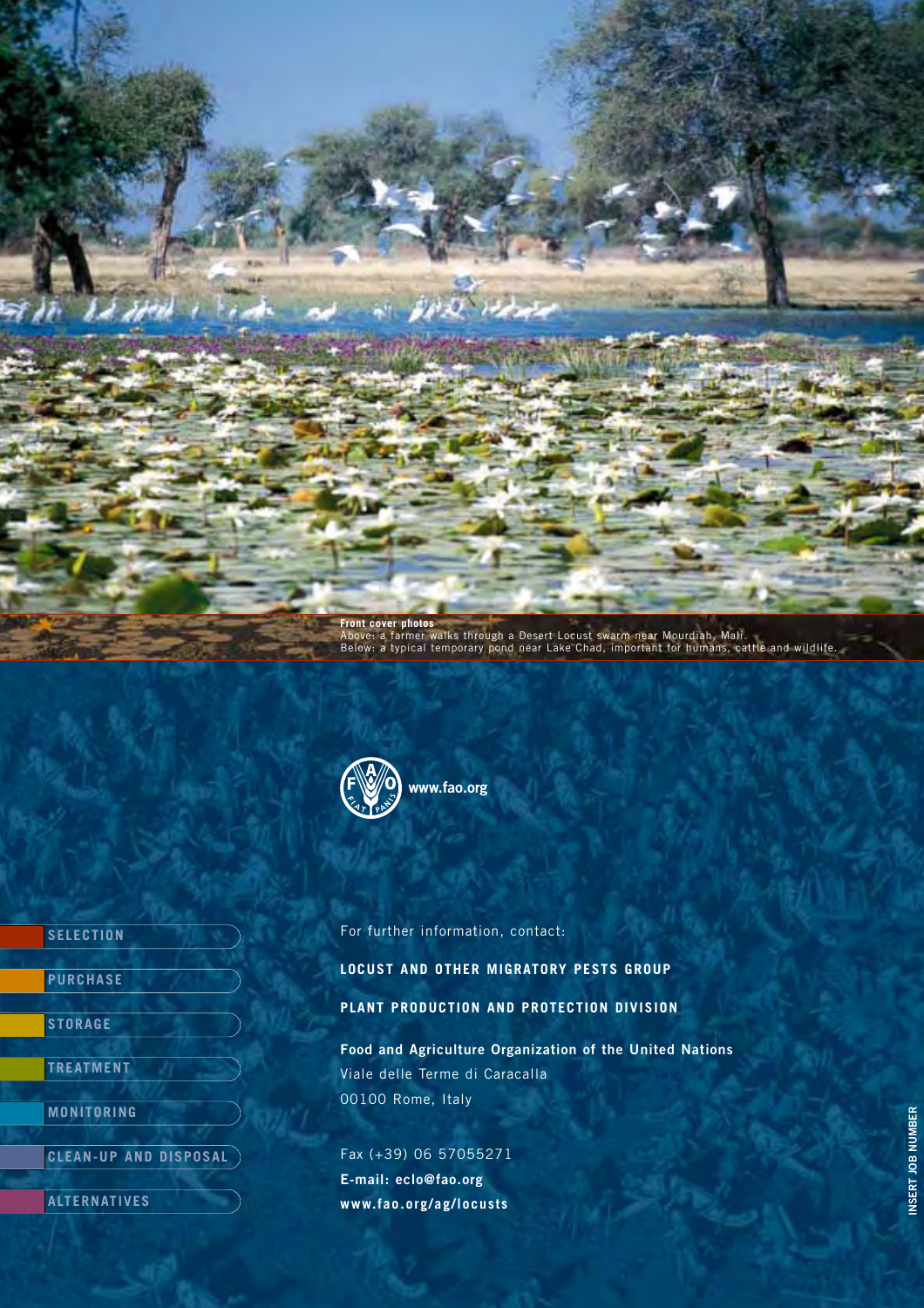**Front cover photos**
Above: a farmer walks through a Desert Locust swarm near Mourdiah, Mali.
Below: a typical temporary pond near Lake Chad, important for humans, cattle and wildlife.

www.fao.org

SELECTION

PURCHASE

STORAGE

TREATMENT

MONITORING

CLEAN-UP AND DISPOSAL

ALTERNATIVES

For further information, contact:

**LOCUST AND OTHER MIGRATORY PESTS GROUP**

**PLANT PRODUCTION AND PROTECTION DIVISION**

**Food and Agriculture Organization of the United Nations**
Viale delle Terme di Caracalla
00100 Rome, Italy

Fax (+39) 06 57055271
**E-mail: eclo@fao.org**
**www.fao.org/ag/locusts**

INSERT JOB NUMBER